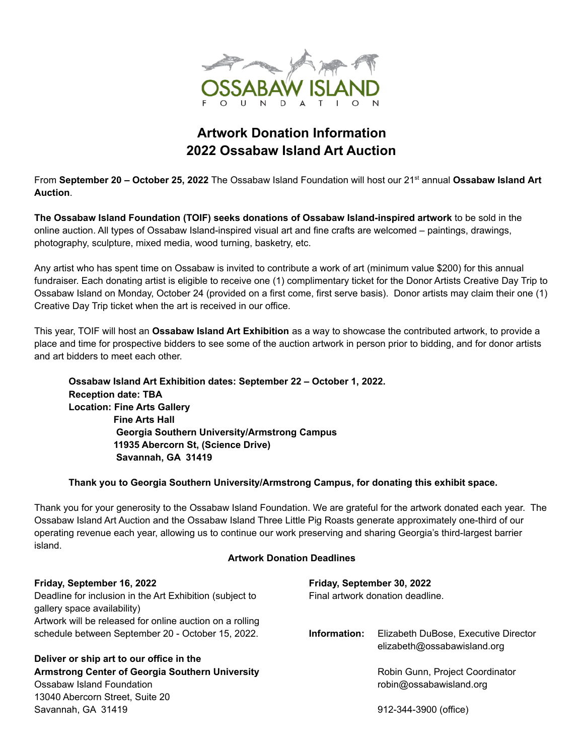OSSABAW ISLAND

F O U N D A T I O N

# Artwork Donation Information
# 2022 Ossabaw Island Art Auction

From **September 20 – October 25, 2022** The Ossabaw Island Foundation will host our 21st annual **Ossabaw Island Art Auction**.

**The Ossabaw Island Foundation (TOIF) seeks donations of Ossabaw Island-inspired artwork** to be sold in the online auction. All types of Ossabaw Island-inspired visual art and fine crafts are welcomed – paintings, drawings, photography, sculpture, mixed media, wood turning, basketry, etc.

Any artist who has spent time on Ossabaw is invited to contribute a work of art (minimum value $200) for this annual fundraiser. Each donating artist is eligible to receive one (1) complimentary ticket for the Donor Artists Creative Day Trip to Ossabaw Island on Monday, October 24 (provided on a first come, first serve basis). Donor artists may claim their one (1) Creative Day Trip ticket when the art is received in our office.

This year, TOIF will host an **Ossabaw Island Art Exhibition** as a way to showcase the contributed artwork, to provide a place and time for prospective bidders to see some of the auction artwork in person prior to bidding, and for donor artists and art bidders to meet each other.

**Ossabaw Island Art Exhibition dates: September 22 – October 1, 2022.**
**Reception date: TBA**
**Location: Fine Arts Gallery**
**Fine Arts Hall**
**Georgia Southern University/Armstrong Campus**
**11935 Abercorn St, (Science Drive)**
**Savannah, GA 31419**

**Thank you to Georgia Southern University/Armstrong Campus, for donating this exhibit space.**

Thank you for your generosity to the Ossabaw Island Foundation. We are grateful for the artwork donated each year. The Ossabaw Island Art Auction and the Ossabaw Island Three Little Pig Roasts generate approximately one-third of our operating revenue each year, allowing us to continue our work preserving and sharing Georgia's third-largest barrier island.

## Artwork Donation Deadlines

**Friday, September 16, 2022**
Deadline for inclusion in the Art Exhibition (subject to gallery space availability)
Artwork will be released for online auction on a rolling schedule between September 20 - October 15, 2022.

**Deliver or ship art to our office in the Armstrong Center of Georgia Southern University**
Ossabaw Island Foundation
13040 Abercorn Street, Suite 20
Savannah, GA 31419

**Friday, September 30, 2022**
Final artwork donation deadline.

**Information:**
Elizabeth DuBose, Executive Director
elizabeth@ossabawisland.org

Robin Gunn, Project Coordinator
robin@ossabawisland.org

912-344-3900 (office)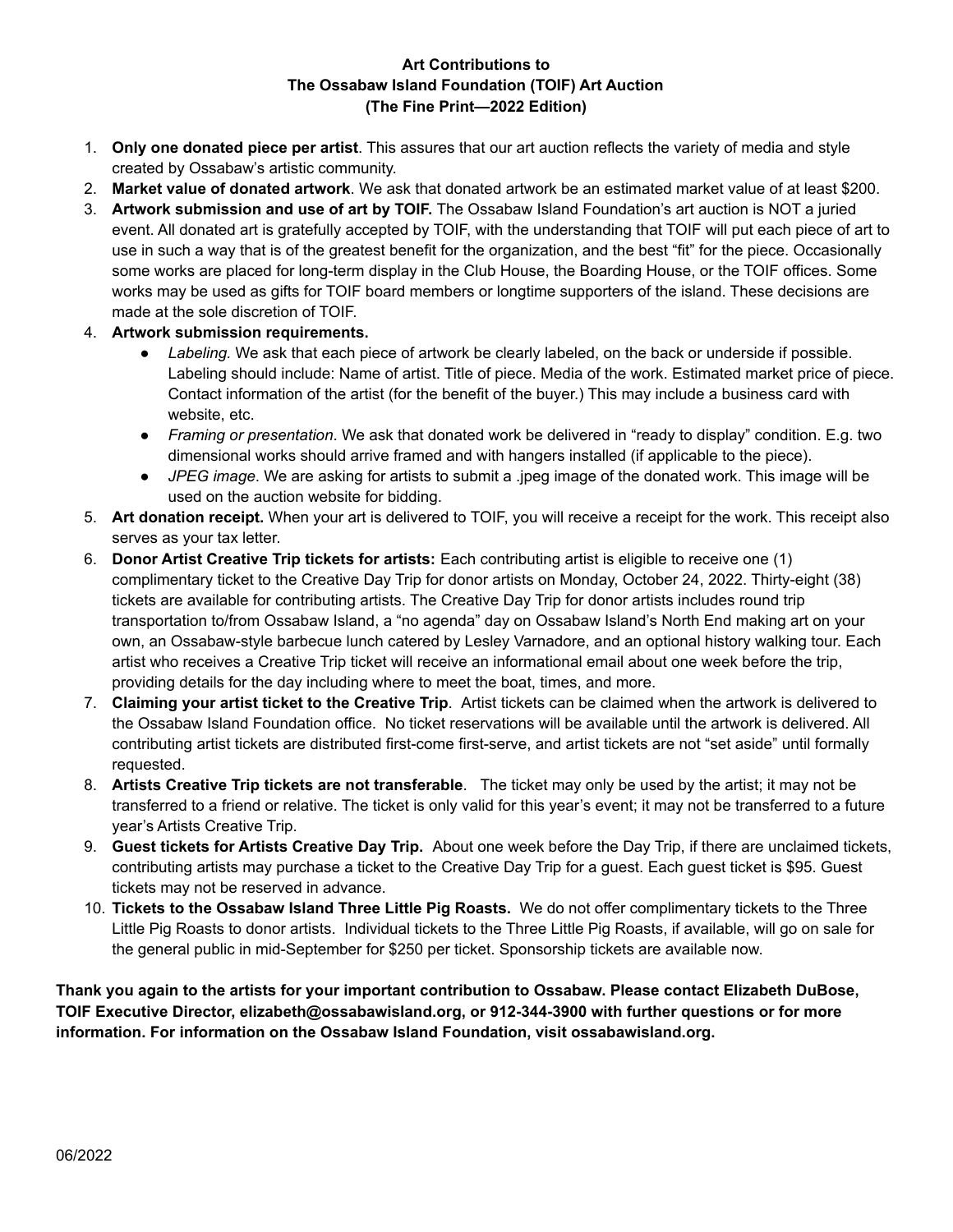**Art Contributions to**
**The Ossabaw Island Foundation (TOIF) Art Auction**
**(The Fine Print—2022 Edition)**

1. **Only one donated piece per artist**. This assures that our art auction reflects the variety of media and style created by Ossabaw's artistic community.
2. **Market value of donated artwork**. We ask that donated artwork be an estimated market value of at least $200.
3. **Artwork submission and use of art by TOIF.** The Ossabaw Island Foundation's art auction is NOT a juried event. All donated art is gratefully accepted by TOIF, with the understanding that TOIF will put each piece of art to use in such a way that is of the greatest benefit for the organization, and the best "fit" for the piece. Occasionally some works are placed for long-term display in the Club House, the Boarding House, or the TOIF offices. Some works may be used as gifts for TOIF board members or longtime supporters of the island. These decisions are made at the sole discretion of TOIF.
4. **Artwork submission requirements.**
   - *Labeling.* We ask that each piece of artwork be clearly labeled, on the back or underside if possible. Labeling should include: Name of artist. Title of piece. Media of the work. Estimated market price of piece. Contact information of the artist (for the benefit of the buyer.) This may include a business card with website, etc.
   - *Framing or presentation*. We ask that donated work be delivered in "ready to display" condition. E.g. two dimensional works should arrive framed and with hangers installed (if applicable to the piece).
   - *JPEG image*. We are asking for artists to submit a .jpeg image of the donated work. This image will be used on the auction website for bidding.
5. **Art donation receipt.** When your art is delivered to TOIF, you will receive a receipt for the work. This receipt also serves as your tax letter.
6. **Donor Artist Creative Trip tickets for artists:** Each contributing artist is eligible to receive one (1) complimentary ticket to the Creative Day Trip for donor artists on Monday, October 24, 2022. Thirty-eight (38) tickets are available for contributing artists. The Creative Day Trip for donor artists includes round trip transportation to/from Ossabaw Island, a "no agenda" day on Ossabaw Island's North End making art on your own, an Ossabaw-style barbecue lunch catered by Lesley Varnadore, and an optional history walking tour. Each artist who receives a Creative Trip ticket will receive an informational email about one week before the trip, providing details for the day including where to meet the boat, times, and more.
7. **Claiming your artist ticket to the Creative Trip**. Artist tickets can be claimed when the artwork is delivered to the Ossabaw Island Foundation office. No ticket reservations will be available until the artwork is delivered. All contributing artist tickets are distributed first-come first-serve, and artist tickets are not "set aside" until formally requested.
8. **Artists Creative Trip tickets are not transferable**. The ticket may only be used by the artist; it may not be transferred to a friend or relative. The ticket is only valid for this year's event; it may not be transferred to a future year's Artists Creative Trip.
9. **Guest tickets for Artists Creative Day Trip.** About one week before the Day Trip, if there are unclaimed tickets, contributing artists may purchase a ticket to the Creative Day Trip for a guest. Each guest ticket is $95. Guest tickets may not be reserved in advance.
10. **Tickets to the Ossabaw Island Three Little Pig Roasts.** We do not offer complimentary tickets to the Three Little Pig Roasts to donor artists. Individual tickets to the Three Little Pig Roasts, if available, will go on sale for the general public in mid-September for $250 per ticket. Sponsorship tickets are available now.

**Thank you again to the artists for your important contribution to Ossabaw. Please contact Elizabeth DuBose, TOIF Executive Director, elizabeth@ossabawisland.org, or 912-344-3900 with further questions or for more information. For information on the Ossabaw Island Foundation, visit ossabawisland.org.**

06/2022